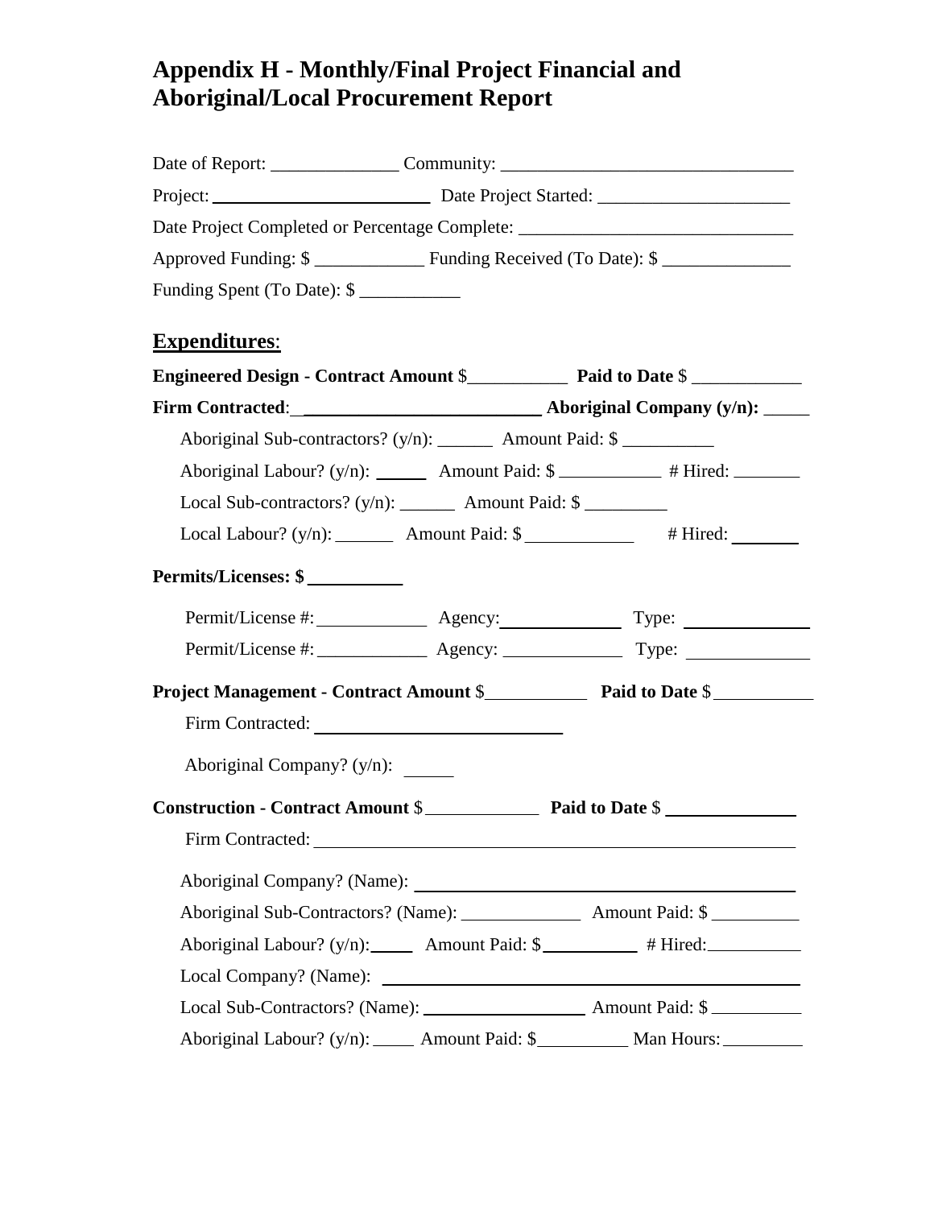# Appendix H - Monthly/Final Project Financial and Aboriginal/Local Procurement Report

Date of Report: ______________ Community: ________________________________

Project: ________________________ Date Project Started: _____________________

Date Project Completed or Percentage Complete: ______________________________

Approved Funding: $ ____________ Funding Received (To Date): $ ______________

Funding Spent (To Date): $ ___________

## Expenditures:

**Engineered Design - Contract Amount** $___________ **Paid to Date** $ ____________

**Firm Contracted**: __________________________ **Aboriginal Company (y/n):** _____

Aboriginal Sub-contractors? (y/n): ______ Amount Paid: $ __________

Aboriginal Labour? (y/n): ______ Amount Paid: $ ___________ # Hired: _______

Local Sub-contractors? (y/n): ______ Amount Paid: $ _________

Local Labour? (y/n): _______ Amount Paid: $ ____________ # Hired: _______

**Permits/Licenses: $** __________

Permit/License #: ____________ Agency: _____________ Type: ______________

Permit/License #: ____________ Agency: _____________ Type: _____________

**Project Management - Contract Amount** $___________ **Paid to Date** $ ___________

Firm Contracted: ___________________________

Aboriginal Company? (y/n): _____

**Construction - Contract Amount** $____________ **Paid to Date** $ ______________

Firm Contracted: ______________________________________________________

Aboriginal Company? (Name): __________________________________________

Aboriginal Sub-Contractors? (Name): _____________ Amount Paid: $ __________

Aboriginal Labour? (y/n): _____ Amount Paid: $__________ # Hired: __________

Local Company? (Name): ______________________________________________

Local Sub-Contractors? (Name): __________________ Amount Paid: $ __________

Aboriginal Labour? (y/n): _____ Amount Paid: $__________ Man Hours: _________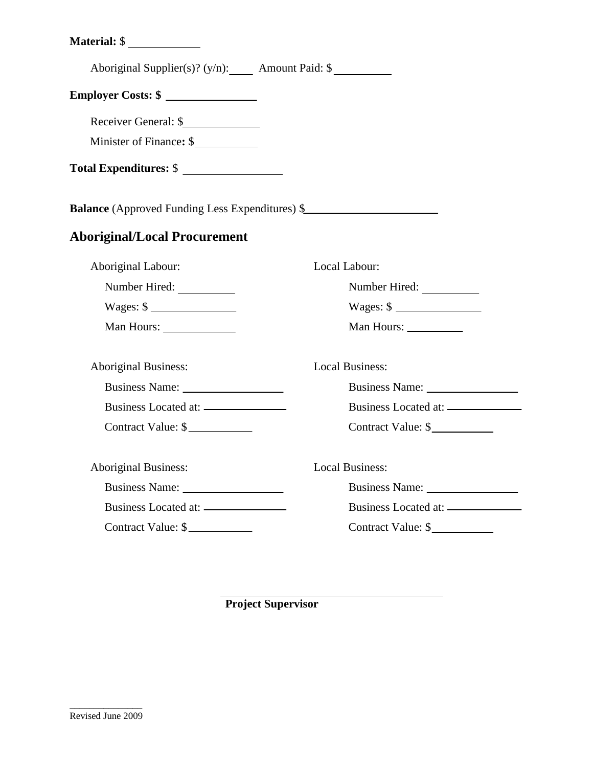**Material:** $ ____________

Aboriginal Supplier(s)? (y/n): ____ Amount Paid: $ __________

**Employer Costs: $** _______________

Receiver General: $_____________

Minister of Finance**:** $__________

**Total Expenditures:** $ _______________

**Balance** (Approved Funding Less Expenditures) $______________________

## Aboriginal/Local Procurement

Aboriginal Labour:

- Number Hired: __________
- Wages: $ _______________
- Man Hours: ____________

Local Labour:

- Number Hired: __________
- Wages: $ _______________
- Man Hours: __________

Aboriginal Business:

- Business Name: _________________
- Business Located at: ______________
- Contract Value: $___________

Local Business:

- Business Name: ________________
- Business Located at: _____________
- Contract Value: $__________

Aboriginal Business:

- Business Name: _________________
- Business Located at: ______________
- Contract Value: $___________

Local Business:

- Business Name: ________________
- Business Located at: _____________
- Contract Value: $__________

_______________________________

**Project Supervisor**

Revised June 2009